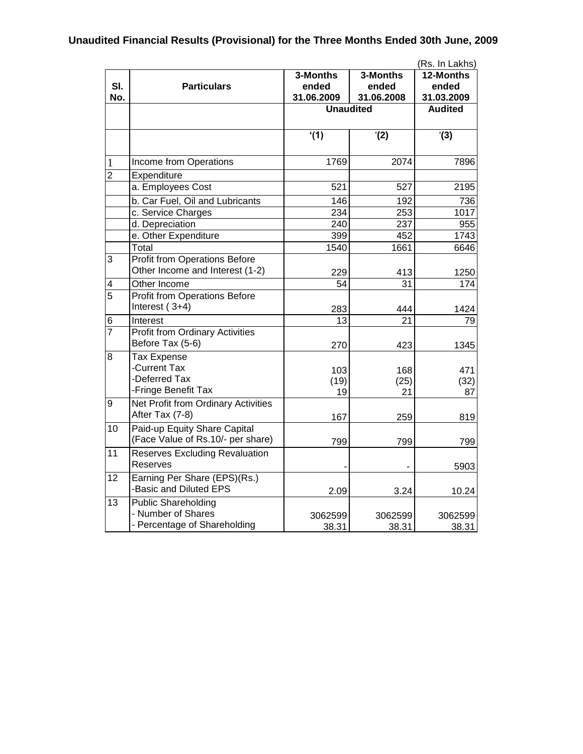# Unaudited Financial Results (Provisional) for the Three Months Ended 30th June, 2009

(Rs. In Lakhs)

| Sl. No. | Particulars | 3-Months ended 31.06.2009 | 3-Months ended 31.06.2008 | 12-Months ended 31.03.2009 |
|---|---|---|---|---|
| | | Unaudited | | Audited |
| | | '(1) | '(2) | '(3) |
| 1 | Income from Operations | 1769 | 2074 | 7896 |
| 2 | Expenditure | | | |
| | a. Employees Cost | 521 | 527 | 2195 |
| | b. Car Fuel, Oil and Lubricants | 146 | 192 | 736 |
| | c. Service Charges | 234 | 253 | 1017 |
| | d. Depreciation | 240 | 237 | 955 |
| | e. Other Expenditure | 399 | 452 | 1743 |
| | Total | 1540 | 1661 | 6646 |
| 3 | Profit from Operations Before Other Income and Interest (1-2) | 229 | 413 | 1250 |
| 4 | Other Income | 54 | 31 | 174 |
| 5 | Profit from Operations Before Interest ( 3+4) | 283 | 444 | 1424 |
| 6 | Interest | 13 | 21 | 79 |
| 7 | Profit from Ordinary Activities Before Tax (5-6) | 270 | 423 | 1345 |
| 8 | Tax Expense | | | |
| | -Current Tax | 103 | 168 | 471 |
| | -Deferred Tax | (19) | (25) | (32) |
| | -Fringe Benefit Tax | 19 | 21 | 87 |
| 9 | Net Profit from Ordinary Activities After Tax (7-8) | 167 | 259 | 819 |
| 10 | Paid-up Equity Share Capital (Face Value of Rs.10/- per share) | 799 | 799 | 799 |
| 11 | Reserves Excluding Revaluation Reserves | - | - | 5903 |
| 12 | Earning Per Share (EPS)(Rs.) -Basic and Diluted EPS | 2.09 | 3.24 | 10.24 |
| 13 | Public Shareholding | | | |
| | - Number of Shares | 3062599 | 3062599 | 3062599 |
| | - Percentage of Shareholding | 38.31 | 38.31 | 38.31 |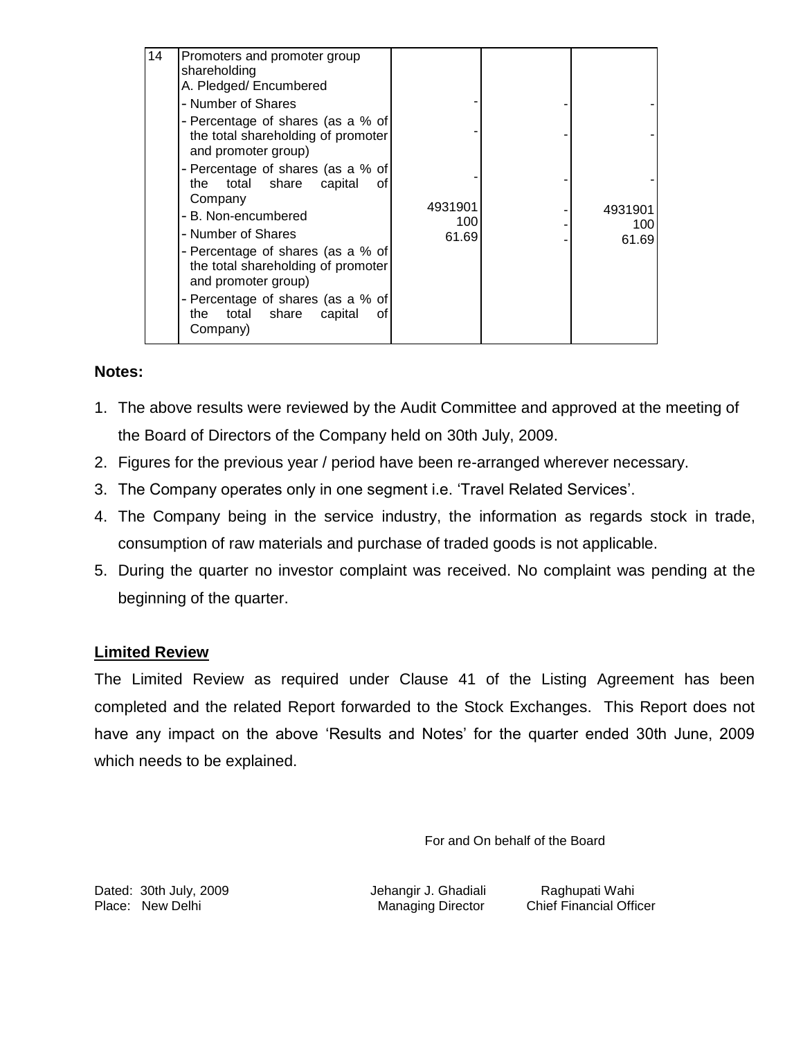| | | | | |
|---|---|---|---|---|
| 14 | Promoters and promoter group shareholding | | | |
| | A. Pledged/ Encumbered | | | |
| | - Number of Shares | - | - | - |
| | - Percentage of shares (as a % of the total shareholding of promoter and promoter group) | - | - | - |
| | - Percentage of shares (as a % of the total share capital of Company | - | - | - |
| | - B. Non-encumbered | | | |
| | - Number of Shares | 4931901 | - | 4931901 |
| | - Percentage of shares (as a % of the total shareholding of promoter and promoter group) | 100 | - | 100 |
| | - Percentage of shares (as a % of the total share capital of Company) | 61.69 | - | 61.69 |

**Notes:**

1. The above results were reviewed by the Audit Committee and approved at the meeting of the Board of Directors of the Company held on 30th July, 2009.
2. Figures for the previous year / period have been re-arranged wherever necessary.
3. The Company operates only in one segment i.e. 'Travel Related Services'.
4. The Company being in the service industry, the information as regards stock in trade, consumption of raw materials and purchase of traded goods is not applicable.
5. During the quarter no investor complaint was received. No complaint was pending at the beginning of the quarter.

**Limited Review**

The Limited Review as required under Clause 41 of the Listing Agreement has been completed and the related Report forwarded to the Stock Exchanges. This Report does not have any impact on the above 'Results and Notes' for the quarter ended 30th June, 2009 which needs to be explained.

For and On behalf of the Board

Dated: 30th July, 2009
Place: New Delhi

Jehangir J. Ghadiali
Managing Director

Raghupati Wahi
Chief Financial Officer